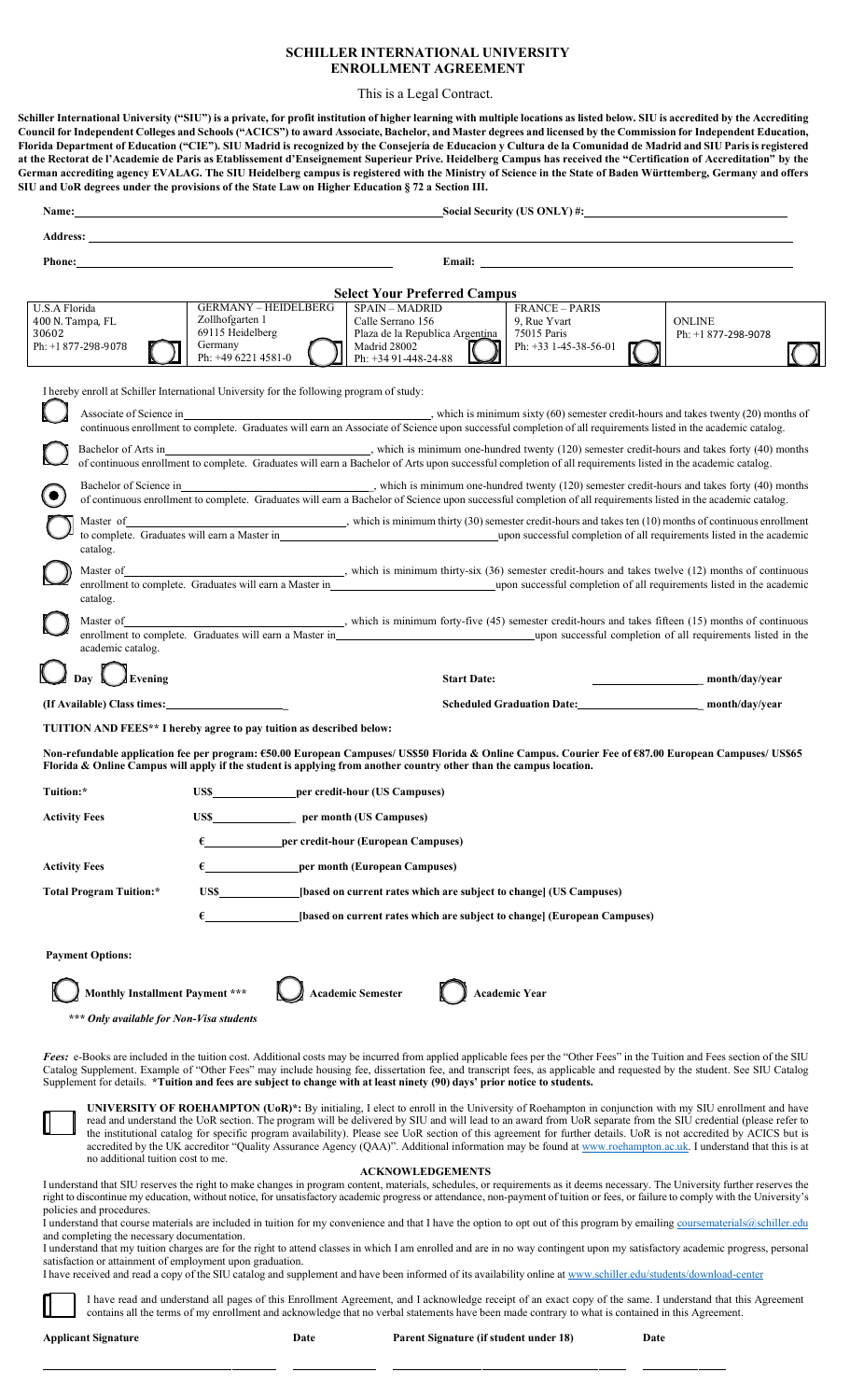# SCHILLER INTERNATIONAL UNIVERSITY
## ENROLLMENT AGREEMENT

This is a Legal Contract.

**Schiller International University ("SIU") is a private, for profit institution of higher learning with multiple locations as listed below. SIU is accredited by the Accrediting Council for Independent Colleges and Schools ("ACICS") to award Associate, Bachelor, and Master degrees and licensed by the Commission for Independent Education, Florida Department of Education ("CIE"). SIU Madrid is recognized by the Consejería de Educacion y Cultura de la Comunidad de Madrid and SIU Paris is registered at the Rectorat de l'Academie de Paris as Etablissement d'Enseignement Superieur Prive. Heidelberg Campus has received the "Certification of Accreditation" by the German accrediting agency EVALAG. The SIU Heidelberg campus is registered with the Ministry of Science in the State of Baden Württemberg, Germany and offers SIU and UoR degrees under the provisions of the State Law on Higher Education § 72 a Section III.**

**Name:** ____________________ **Social Security (US ONLY) #:** ____________________

**Address:** ____________________

**Phone:** ____________________ **Email:** ____________________

### Select Your Preferred Campus

| U.S.A Florida | GERMANY – HEIDELBERG | SPAIN – MADRID | FRANCE – PARIS | ONLINE |
|---|---|---|---|---|
| 400 N. Tampa, FL 30602 Ph: +1 877-298-9078 ◯ | Zollhofgarten 1 69115 Heidelberg Germany Ph: +49 6221 4581-0 ◯ | Calle Serrano 156 Plaza de la Republica Argentina Madrid 28002 Ph: +34 91-448-24-88 ◯ | 9, Rue Yvart 75015 Paris Ph: +33 1-45-38-56-01 ◯ | Ph: +1 877-298-9078 ◯ |

I hereby enroll at Schiller International University for the following program of study:

◯ Associate of Science in ____________________, which is minimum sixty (60) semester credit-hours and takes twenty (20) months of continuous enrollment to complete. Graduates will earn an Associate of Science upon successful completion of all requirements listed in the academic catalog.

◯ Bachelor of Arts in ____________________, which is minimum one-hundred twenty (120) semester credit-hours and takes forty (40) months of continuous enrollment to complete. Graduates will earn a Bachelor of Arts upon successful completion of all requirements listed in the academic catalog.

◉ Bachelor of Science in ____________________, which is minimum one-hundred twenty (120) semester credit-hours and takes forty (40) months of continuous enrollment to complete. Graduates will earn a Bachelor of Science upon successful completion of all requirements listed in the academic catalog.

◯ Master of ____________________, which is minimum thirty (30) semester credit-hours and takes ten (10) months of continuous enrollment to complete. Graduates will earn a Master in ____________________ upon successful completion of all requirements listed in the academic catalog.

◯ Master of ____________________, which is minimum thirty-six (36) semester credit-hours and takes twelve (12) months of continuous enrollment to complete. Graduates will earn a Master in ____________________ upon successful completion of all requirements listed in the academic catalog.

◯ Master of ____________________, which is minimum forty-five (45) semester credit-hours and takes fifteen (15) months of continuous enrollment to complete. Graduates will earn a Master in ____________________ upon successful completion of all requirements listed in the academic catalog.

◯ Day ◯ Evening **Start Date:** ____________________ **month/day/year**

**(If Available) Class times:** ____________________ **Scheduled Graduation Date:** ____________________ **month/day/year**

**TUITION AND FEES\*\* I hereby agree to pay tuition as described below:**

**Non-refundable application fee per program: €50.00 European Campuses/ US$50 Florida & Online Campus. Courier Fee of €87.00 European Campuses/ US$65 Florida & Online Campus will apply if the student is applying from another country other than the campus location.**

| | | |
|---|---|---|
| **Tuition:*** | US$ ________ | per credit-hour (US Campuses) |
| **Activity Fees** | US$ ________ | per month (US Campuses) |
| | € ________ | per credit-hour (European Campuses) |
| **Activity Fees** | € ________ | per month (European Campuses) |
| **Total Program Tuition:*** | US$ ________ | [based on current rates which are subject to change] (US Campuses) |
| | € ________ | [based on current rates which are subject to change] (European Campuses) |

**Payment Options:**

◯ **Monthly Installment Payment \*\*\*** ◯ **Academic Semester** ◯ **Academic Year**

***\*\*\* Only available for Non-Visa students***

***Fees:*** e-Books are included in the tuition cost. Additional costs may be incurred from applied applicable fees per the "Other Fees" in the Tuition and Fees section of the SIU Catalog Supplement. Example of "Other Fees" may include housing fee, dissertation fee, and transcript fees, as applicable and requested by the student. See SIU Catalog Supplement for details. **\*Tuition and fees are subject to change with at least ninety (90) days' prior notice to students.**

☐ **UNIVERSITY OF ROEHAMPTON (UoR)\*:** By initialing, I elect to enroll in the University of Roehampton in conjunction with my SIU enrollment and have read and understand the UoR section. The program will be delivered by SIU and will lead to an award from UoR separate from the SIU credential (please refer to the institutional catalog for specific program availability). Please see UoR section of this agreement for further details. UoR is not accredited by ACICS but is accredited by the UK accreditor "Quality Assurance Agency (QAA)". Additional information may be found at www.roehampton.ac.uk. I understand that this is at no additional tuition cost to me.

### ACKNOWLEDGEMENTS

I understand that SIU reserves the right to make changes in program content, materials, schedules, or requirements as it deems necessary. The University further reserves the right to discontinue my education, without notice, for unsatisfactory academic progress or attendance, non-payment of tuition or fees, or failure to comply with the University's policies and procedures.

I understand that course materials are included in tuition for my convenience and that I have the option to opt out of this program by emailing coursematerials@schiller.edu and completing the necessary documentation.

I understand that my tuition charges are for the right to attend classes in which I am enrolled and are in no way contingent upon my satisfactory academic progress, personal satisfaction or attainment of employment upon graduation.

I have received and read a copy of the SIU catalog and supplement and have been informed of its availability online at www.schiller.edu/students/download-center

☐ I have read and understand all pages of this Enrollment Agreement, and I acknowledge receipt of an exact copy of the same. I understand that this Agreement contains all the terms of my enrollment and acknowledge that no verbal statements have been made contrary to what is contained in this Agreement.

**Applicant Signature** ____________________ **Date** ________ **Parent Signature (if student under 18)** ____________________ **Date** ________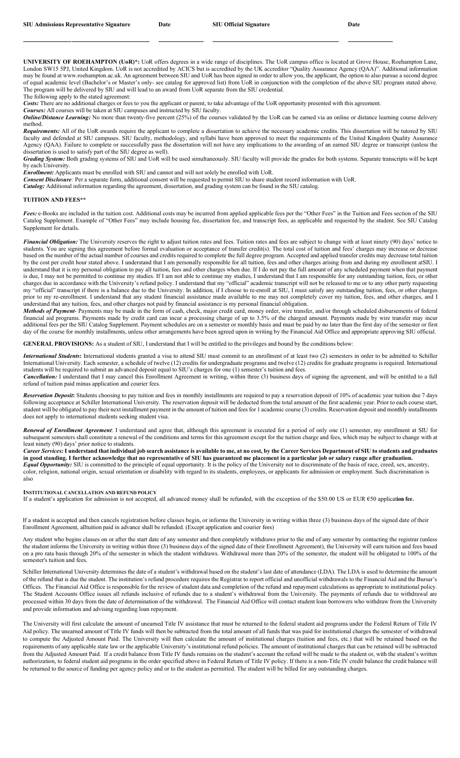| SIU Admissions Representative Signature | Date | SIU Official Signature | Date |
|---|---|---|---|
| | | | |

**UNIVERSITY OF ROEHAMPTON (UoR)*:** UoR offers degrees in a wide range of disciplines. The UoR campus office is located at Grove House, Roehampton Lane, London SW15 5PJ, United Kingdom. UoR is not accredited by ACICS but is accredited by the UK accreditor "Quality Assurance Agency (QAA)". Additional information may be found at www.roehampton.ac.uk. An agreement between SIU and UoR has been signed in order to allow you, the applicant, the option to also pursue a second degree of equal academic level (Bachelor's or Master's only- see catalog for approved list) from UoR in conjunction with the completion of the above SIU program stated above. The program will be delivered by SIU and will lead to an award from UoR separate from the SIU credential.

The following apply to the stated agreement:

***Costs:*** There are no additional charges or fees to you the applicant or parent, to take advantage of the UoR opportunity presented with this agreement.

***Courses:*** All courses will be taken at SIU campuses and instructed by SIU faculty.

***Online/Distance Learning:*** No more than twenty-five percent (25%) of the courses validated by the UoR can be earned via an online or distance learning course delivery method.

***Requirements:*** All of the UoR awards require the applicant to complete a dissertation to achieve the necessary academic credits. This dissertation will be tutored by SIU faculty and defended at SIU campuses. SIU faculty, methodology, and syllabi have been approved to meet the requirements of the United Kingdom Quality Assurance Agency (QAA). Failure to complete or successfully pass the dissertation will not have any implications to the awarding of an earned SIU degree or transcript (unless the dissertation is used to satisfy part of the SIU degree as well).

***Grading System:*** Both grading systems of SIU and UoR will be used simultaneously. SIU faculty will provide the grades for both systems. Separate transcripts will be kept by each University.

***Enrollment:*** Applicants must be enrolled with SIU and cannot and will not solely be enrolled with UoR.

***Consent Disclosure:*** Per a separate form, additional consent will be requested to permit SIU to share student record information with UoR.

***Catalog:*** Additional information regarding the agreement, dissertation, and grading system can be found in the SIU catalog.

## TUITION AND FEES**

***Fees:*** e-Books are included in the tuition cost. Additional costs may be incurred from applied applicable fees per the "Other Fees" in the Tuition and Fees section of the SIU Catalog Supplement. Example of "Other Fees" may include housing fee, dissertation fee, and transcript fees, as applicable and requested by the student. See SIU Catalog Supplement for details.

***Financial Obligation:*** The University reserves the right to adjust tuition rates and fees. Tuition rates and fees are subject to change with at least ninety (90) days' notice to students. You are signing this agreement before formal evaluation or acceptance of transfer credit(s). The total cost of tuition and fees' charges may increase or decrease based on the number of the actual number of courses and credits required to complete the full degree program. Accepted and applied transfer credits may decrease total tuition by the cost per credit hour stated above. I understand that I am personally responsible for all tuition, fees and other charges arising from and during my enrollment atSIU. I understand that it is my personal obligation to pay all tuition, fees and other charges when due. If I do not pay the full amount of any scheduled payment when that payment is due, I may not be permitted to continue my studies. If I am not able to continue my studies, I understand that I am responsible for any outstanding tuition, fees, or other charges due in accordance with the University's refund policy. I understand that my "official" academic transcript will not be released to me or to any other party requesting my "official" transcript if there is a balance due to the University. In addition, if I choose to re-enroll at SIU, I must satisfy any outstanding tuition, fees, or other charges prior to my re-enrollment. I understand that any student financial assistance made available to me may not completely cover my tuition, fees, and other charges, and I understand that any tuition, fees, and other charges not paid by financial assistance is my personal financial obligation.

***Methods of Payment***- Payments may be made in the form of cash, check, money order, major credit card, money order, wire transfer, and/or through scheduled disbursements of federal financial aid programs. Payments made by credit card can incur a processing charge of up to 3.5% of the charged amount. Payments made by wire transfer may incur additional fees per the SIU Catalog Supplement. Payment schedules are on a semester or monthly basis and must be paid by no later than the first day of the semester or first day of the course for monthly installments, unless other arrangements have been agreed upon in writing by the Financial Aid Office and appropriate approving SIU official.

**GENERAL PROVISIONS:** As a student of SIU, I understand that I will be entitled to the privileges and bound by the conditions below:

***International Students*:** International students granted a visa to attend SIU must commit to an enrollment of at least two (2) semesters in order to be admitted to Schiller International University. Each semester, a schedule of twelve (12) credits for undergraduate programs and twelve (12) credits for graduate programs is required. International students will be required to submit an advanced deposit equal to SIU's charges for one (1) semester's tuition and fees.

***Cancellation:*** I understand that I may cancel this Enrollment Agreement in writing, within three (3) business days of signing the agreement, and will be entitled to a full refund of tuition paid minus application and courier fees.

***Reservation Deposit*:** Students choosing to pay tuition and fees in monthly installments are required to pay a reservation deposit of 10% of academic year tuition due 7 days following acceptance at Schiller International University. The reservation deposit will be deducted from the total amount of the first academic year. Prior to each course start, student will be obligated to pay their next installment payment in the amount of tuition and fees for 1 academic course (3) credits. Reservation deposit and monthly installments does not apply to international students seeking student visa.

***Renewal of Enrollment Agreement***: I understand and agree that, although this agreement is executed for a period of only one (1) semester, my enrollment at SIU for subsequent semesters shall constitute a renewal of the conditions and terms for this agreement except for the tuition charge and fees, which may be subject to change with at least ninety (90) days' prior notice to students.

***Career Services:*** **I understand that individual job search assistance is available to me, at no cost, by the Career Services Department of SIU to students and graduates in good standing. I further acknowledge that no representative of SIU has guaranteed me placement in a particular job or salary range after graduation.**

***Equal Opportunity:*** SIU is committed to the principle of equal opportunity. It is the policy of the University not to discriminate of the basis of race, creed, sex, ancestry, color, religion, national origin, sexual orientation or disability with regard to its students, employees, or applicants for admission or employment. Such discrimination is also

### INSTITUTIONAL CANCELLATION AND REFUND POLICY

If a student's application for admission is not accepted, all advanced money shall be refunded, with the exception of the $50.00 US or EUR €50 applica**tion fee.**

If a student is accepted and then cancels registration before classes begin, or informs the University in writing within three (3) business days of the signed date of their Enrollment Agreement, alltuition paid in advance shall be refunded. (Except application and courier fees)

Any student who begins classes on or after the start date of any semester and then completely withdraws prior to the end of any semester by contacting the registrar (unless the student informs the University in writing within three (3) business days of the signed date of their Enrollment Agreement), the University will earn tuition and fees based on a pro rata basis through 20% of the semester in which the student withdraws. Withdrawal more than 20% of the semester, the student will be obligated to 100% of the semester's tuition and fees.

Schiller International University determines the date of a student's withdrawal based on the student's last date of attendance (LDA). The LDA is used to determine the amount of the refund that is due the student. The institution's refund procedure requires the Registrar to report official and unofficial withdrawals to the Financial Aid and the Bursar's Offices. The Financial Aid Office is responsible for the review of student data and completion of the refund and repayment calculations as appropriate to institutional policy. The Student Accounts Office issues all refunds inclusive of refunds due to a student's withdrawal from the University. The payments of refunds due to withdrawal are processed within 30 days from the date of determination of the withdrawal. The Financial Aid Office will contact student loan borrowers who withdraw from the University and provide information and advising regarding loan repayment.

The University will first calculate the amount of unearned Title IV assistance that must be returned to the federal student aid programs under the Federal Return of Title IV Aid policy. The unearned amount of Title IV funds will then be subtracted from the total amount of all funds that was paid for institutional charges the semester of withdrawal to compute the Adjusted Amount Paid. The University will then calculate the amount of institutional charges (tuition and fees, etc.) that will be retained based on the requirements of any applicable state law or the applicable University's institutional refund policies. The amount of institutional charges that can be retained will be subtracted from the Adjusted Amount Paid. If a credit balance from Title IV funds remains on the student's account the refund will be made to the student or, with the student's written authorization, to federal student aid programs in the order specified above in Federal Return of Title IV policy. If there is a non-Title IV credit balance the credit balance will be returned to the source of funding per agency policy and or to the student as permitted. The student will be billed for any outstanding charges.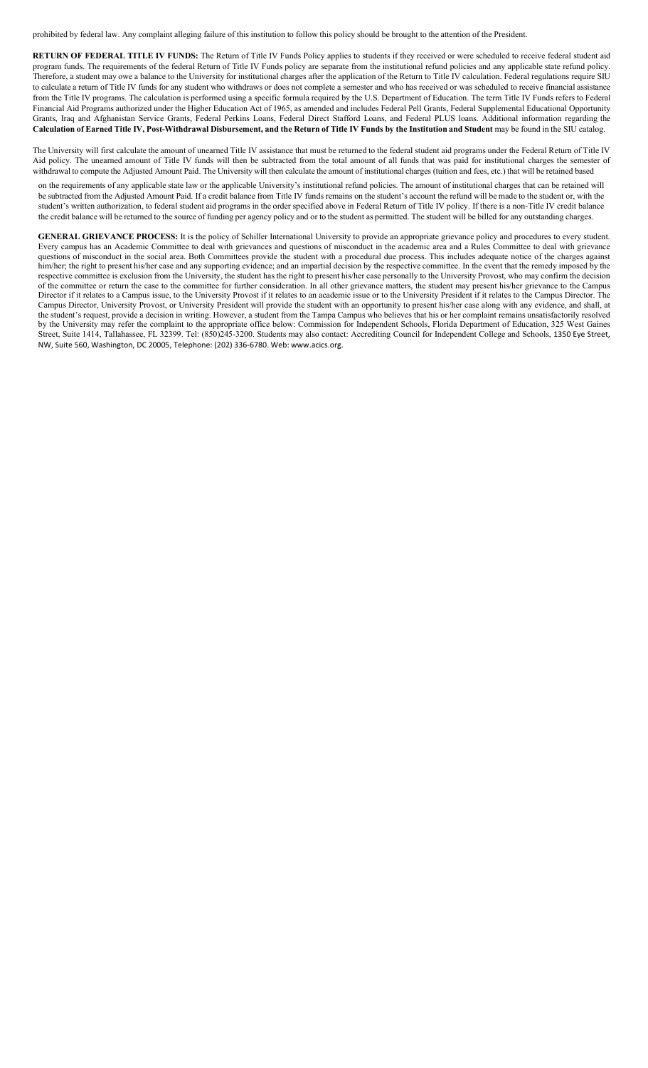prohibited by federal law. Any complaint alleging failure of this institution to follow this policy should be brought to the attention of the President.

**RETURN OF FEDERAL TITLE IV FUNDS:** The Return of Title IV Funds Policy applies to students if they received or were scheduled to receive federal student aid program funds. The requirements of the federal Return of Title IV Funds policy are separate from the institutional refund policies and any applicable state refund policy. Therefore, a student may owe a balance to the University for institutional charges after the application of the Return to Title IV calculation. Federal regulations require SIU to calculate a return of Title IV funds for any student who withdraws or does not complete a semester and who has received or was scheduled to receive financial assistance from the Title IV programs. The calculation is performed using a specific formula required by the U.S. Department of Education. The term Title IV Funds refers to Federal Financial Aid Programs authorized under the Higher Education Act of 1965, as amended and includes Federal Pell Grants, Federal Supplemental Educational Opportunity Grants, Iraq and Afghanistan Service Grants, Federal Perkins Loans, Federal Direct Stafford Loans, and Federal PLUS loans. Additional information regarding the **Calculation of Earned Title IV, Post-Withdrawal Disbursement, and the Return of Title IV Funds by the Institution and Student** may be found in the SIU catalog.

The University will first calculate the amount of unearned Title IV assistance that must be returned to the federal student aid programs under the Federal Return of Title IV Aid policy. The unearned amount of Title IV funds will then be subtracted from the total amount of all funds that was paid for institutional charges the semester of withdrawal to compute the Adjusted Amount Paid. The University will then calculate the amount of institutional charges (tuition and fees, etc.) that will be retained based on the requirements of any applicable state law or the applicable University's institutional refund policies. The amount of institutional charges that can be retained will be subtracted from the Adjusted Amount Paid. If a credit balance from Title IV funds remains on the student's account the refund will be made to the student or, with the student's written authorization, to federal student aid programs in the order specified above in Federal Return of Title IV policy. If there is a non-Title IV credit balance the credit balance will be returned to the source of funding per agency policy and or to the student as permitted. The student will be billed for any outstanding charges.

**GENERAL GRIEVANCE PROCESS:** It is the policy of Schiller International University to provide an appropriate grievance policy and procedures to every student. Every campus has an Academic Committee to deal with grievances and questions of misconduct in the academic area and a Rules Committee to deal with grievance questions of misconduct in the social area. Both Committees provide the student with a procedural due process. This includes adequate notice of the charges against him/her; the right to present his/her case and any supporting evidence; and an impartial decision by the respective committee. In the event that the remedy imposed by the respective committee is exclusion from the University, the student has the right to present his/her case personally to the University Provost, who may confirm the decision of the committee or return the case to the committee for further consideration. In all other grievance matters, the student may present his/her grievance to the Campus Director if it relates to a Campus issue, to the University Provost if it relates to an academic issue or to the University President if it relates to the Campus Director. The Campus Director, University Provost, or University President will provide the student with an opportunity to present his/her case along with any evidence, and shall, at the student's request, provide a decision in writing. However, a student from the Tampa Campus who believes that his or her complaint remains unsatisfactorily resolved by the University may refer the complaint to the appropriate office below: Commission for Independent Schools, Florida Department of Education, 325 West Gaines Street, Suite 1414, Tallahassee, FL 32399. Tel: (850)245-3200. Students may also contact: Accrediting Council for Independent College and Schools, 1350 Eye Street, NW, Suite 560, Washington, DC 20005, Telephone: (202) 336-6780. Web: www.acics.org.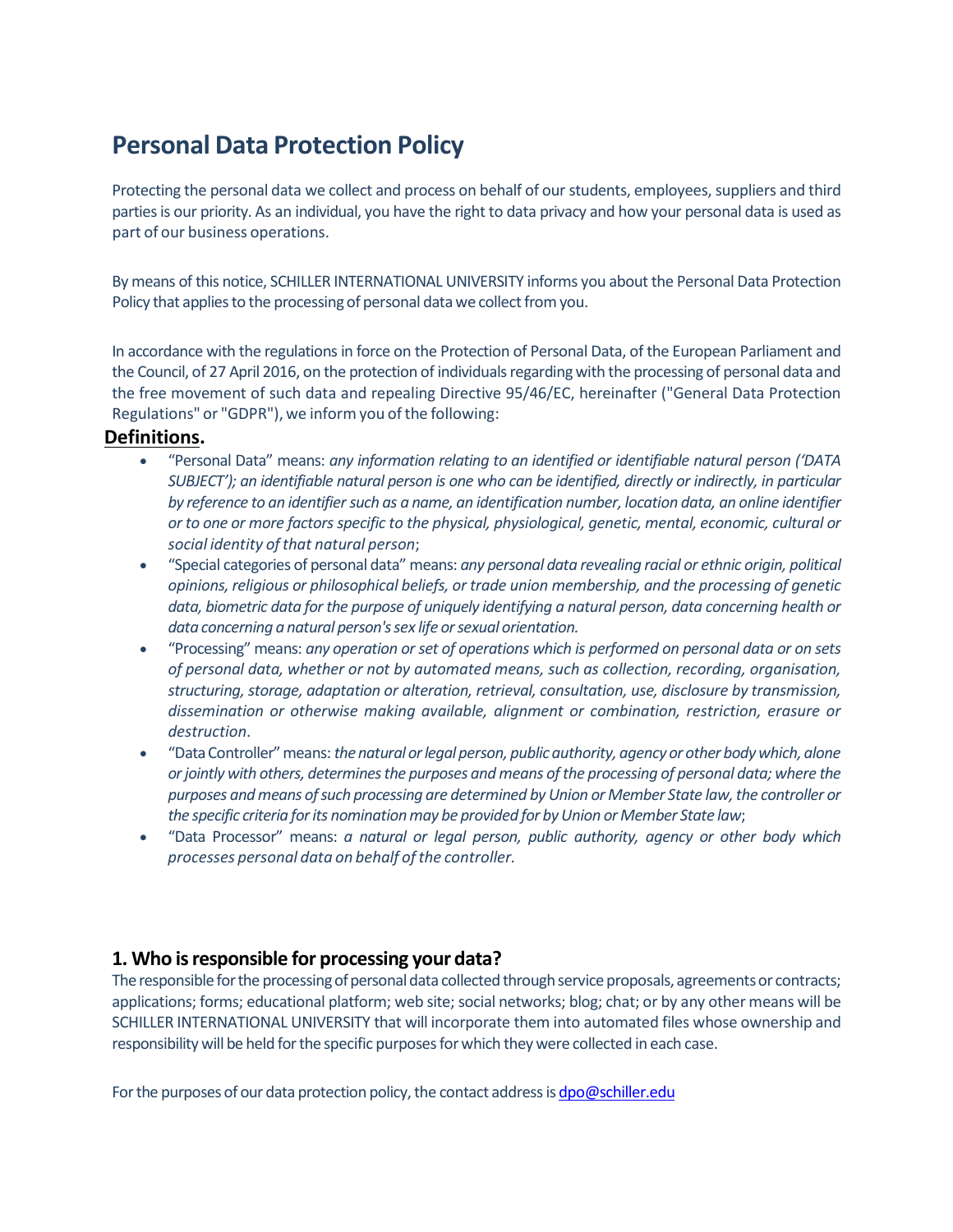# Personal Data Protection Policy

Protecting the personal data we collect and process on behalf of our students, employees, suppliers and third parties is our priority. As an individual, you have the right to data privacy and how your personal data is used as part of our business operations.

By means of this notice, SCHILLER INTERNATIONAL UNIVERSITY informs you about the Personal Data Protection Policy that applies to the processing of personal data we collect from you.

In accordance with the regulations in force on the Protection of Personal Data, of the European Parliament and the Council, of 27 April 2016, on the protection of individuals regarding with the processing of personal data and the free movement of such data and repealing Directive 95/46/EC, hereinafter ("General Data Protection Regulations" or "GDPR"), we inform you of the following:

**Definitions.**

- "Personal Data" means: *any information relating to an identified or identifiable natural person ('DATA SUBJECT'); an identifiable natural person is one who can be identified, directly or indirectly, in particular by reference to an identifier such as a name, an identification number, location data, an online identifier or to one or more factors specific to the physical, physiological, genetic, mental, economic, cultural or social identity of that natural person*;
- "Special categories of personal data" means: *any personal data revealing racial or ethnic origin, political opinions, religious or philosophical beliefs, or trade union membership, and the processing of genetic data, biometric data for the purpose of uniquely identifying a natural person, data concerning health or data concerning a natural person's sex life or sexual orientation.*
- "Processing" means: *any operation or set of operations which is performed on personal data or on sets of personal data, whether or not by automated means, such as collection, recording, organisation, structuring, storage, adaptation or alteration, retrieval, consultation, use, disclosure by transmission, dissemination or otherwise making available, alignment or combination, restriction, erasure or destruction*.
- "Data Controller" means: *the natural or legal person, public authority, agency or other body which, alone or jointly with others, determines the purposes and means of the processing of personal data; where the purposes and means of such processing are determined by Union or Member State law, the controller or the specific criteria for its nomination may be provided for by Union or Member State law*;
- "Data Processor" means: *a natural or legal person, public authority, agency or other body which processes personal data on behalf of the controller.*

## 1. Who is responsible for processing your data?

The responsible for the processing of personal data collected through service proposals, agreements or contracts; applications; forms; educational platform; web site; social networks; blog; chat; or by any other means will be SCHILLER INTERNATIONAL UNIVERSITY that will incorporate them into automated files whose ownership and responsibility will be held for the specific purposes for which they were collected in each case.

For the purposes of our data protection policy, the contact address is dpo@schiller.edu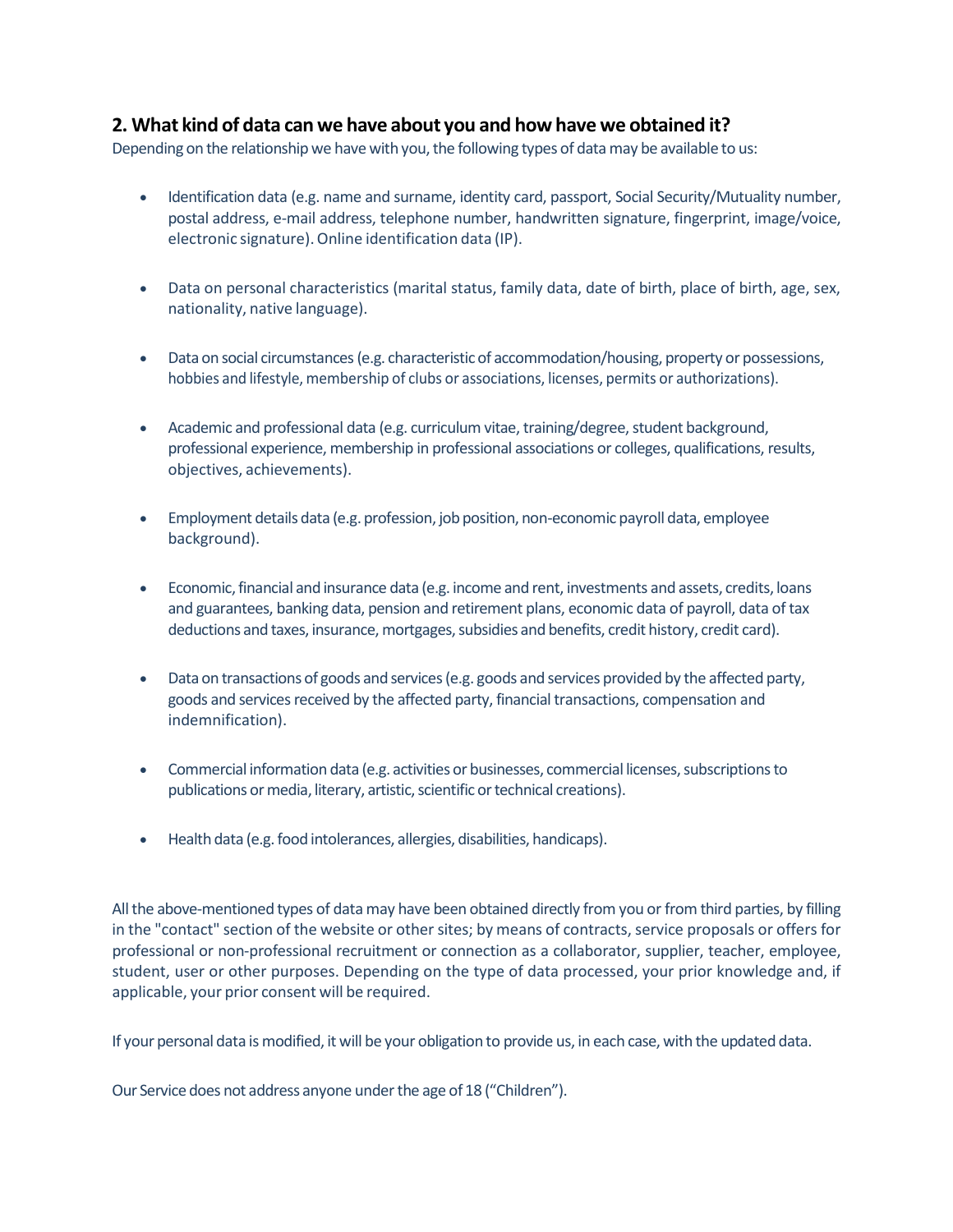## 2. What kind of data can we have about you and how have we obtained it?

Depending on the relationship we have with you, the following types of data may be available to us:

- Identification data (e.g. name and surname, identity card, passport, Social Security/Mutuality number, postal address, e-mail address, telephone number, handwritten signature, fingerprint, image/voice, electronic signature). Online identification data (IP).

- Data on personal characteristics (marital status, family data, date of birth, place of birth, age, sex, nationality, native language).

- Data on social circumstances (e.g. characteristic of accommodation/housing, property or possessions, hobbies and lifestyle, membership of clubs or associations, licenses, permits or authorizations).

- Academic and professional data (e.g. curriculum vitae, training/degree, student background, professional experience, membership in professional associations or colleges, qualifications, results, objectives, achievements).

- Employment details data (e.g. profession, job position, non-economic payroll data, employee background).

- Economic, financial and insurance data (e.g. income and rent, investments and assets, credits, loans and guarantees, banking data, pension and retirement plans, economic data of payroll, data of tax deductions and taxes, insurance, mortgages, subsidies and benefits, credit history, credit card).

- Data on transactions of goods and services (e.g. goods and services provided by the affected party, goods and services received by the affected party, financial transactions, compensation and indemnification).

- Commercial information data (e.g. activities or businesses, commercial licenses, subscriptions to publications or media, literary, artistic, scientific or technical creations).

- Health data (e.g. food intolerances, allergies, disabilities, handicaps).

All the above-mentioned types of data may have been obtained directly from you or from third parties, by filling in the "contact" section of the website or other sites; by means of contracts, service proposals or offers for professional or non-professional recruitment or connection as a collaborator, supplier, teacher, employee, student, user or other purposes. Depending on the type of data processed, your prior knowledge and, if applicable, your prior consent will be required.

If your personal data is modified, it will be your obligation to provide us, in each case, with the updated data.

Our Service does not address anyone under the age of 18 ("Children").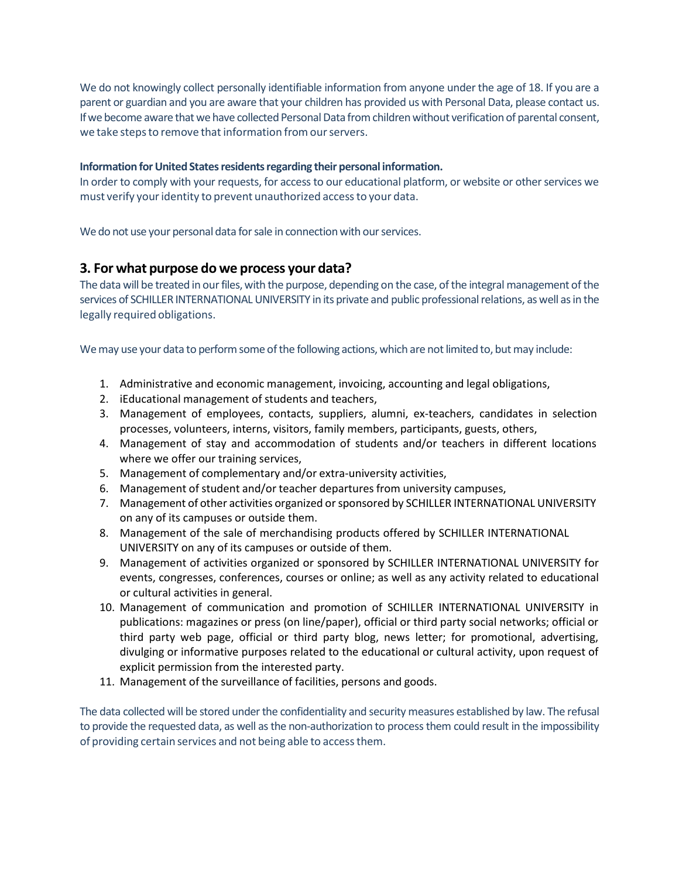We do not knowingly collect personally identifiable information from anyone under the age of 18. If you are a parent or guardian and you are aware that your children has provided us with Personal Data, please contact us. If we become aware that we have collected Personal Data from children without verification of parental consent, we take steps to remove that information from our servers.

**Information for United States residents regarding their personal information.**
In order to comply with your requests, for access to our educational platform, or website or other services we must verify your identity to prevent unauthorized access to your data.

We do not use your personal data for sale in connection with our services.

## 3. For what purpose do we process your data?

The data will be treated in our files, with the purpose, depending on the case, of the integral management of the services of SCHILLER INTERNATIONAL UNIVERSITY in its private and public professional relations, as well as in the legally required obligations.

We may use your data to perform some of the following actions, which are not limited to, but may include:

1. Administrative and economic management, invoicing, accounting and legal obligations,
2. iEducational management of students and teachers,
3. Management of employees, contacts, suppliers, alumni, ex-teachers, candidates in selection processes, volunteers, interns, visitors, family members, participants, guests, others,
4. Management of stay and accommodation of students and/or teachers in different locations where we offer our training services,
5. Management of complementary and/or extra-university activities,
6. Management of student and/or teacher departures from university campuses,
7. Management of other activities organized or sponsored by SCHILLER INTERNATIONAL UNIVERSITY on any of its campuses or outside them.
8. Management of the sale of merchandising products offered by SCHILLER INTERNATIONAL UNIVERSITY on any of its campuses or outside of them.
9. Management of activities organized or sponsored by SCHILLER INTERNATIONAL UNIVERSITY for events, congresses, conferences, courses or online; as well as any activity related to educational or cultural activities in general.
10. Management of communication and promotion of SCHILLER INTERNATIONAL UNIVERSITY in publications: magazines or press (on line/paper), official or third party social networks; official or third party web page, official or third party blog, news letter; for promotional, advertising, divulging or informative purposes related to the educational or cultural activity, upon request of explicit permission from the interested party.
11. Management of the surveillance of facilities, persons and goods.

The data collected will be stored under the confidentiality and security measures established by law. The refusal to provide the requested data, as well as the non-authorization to process them could result in the impossibility of providing certain services and not being able to access them.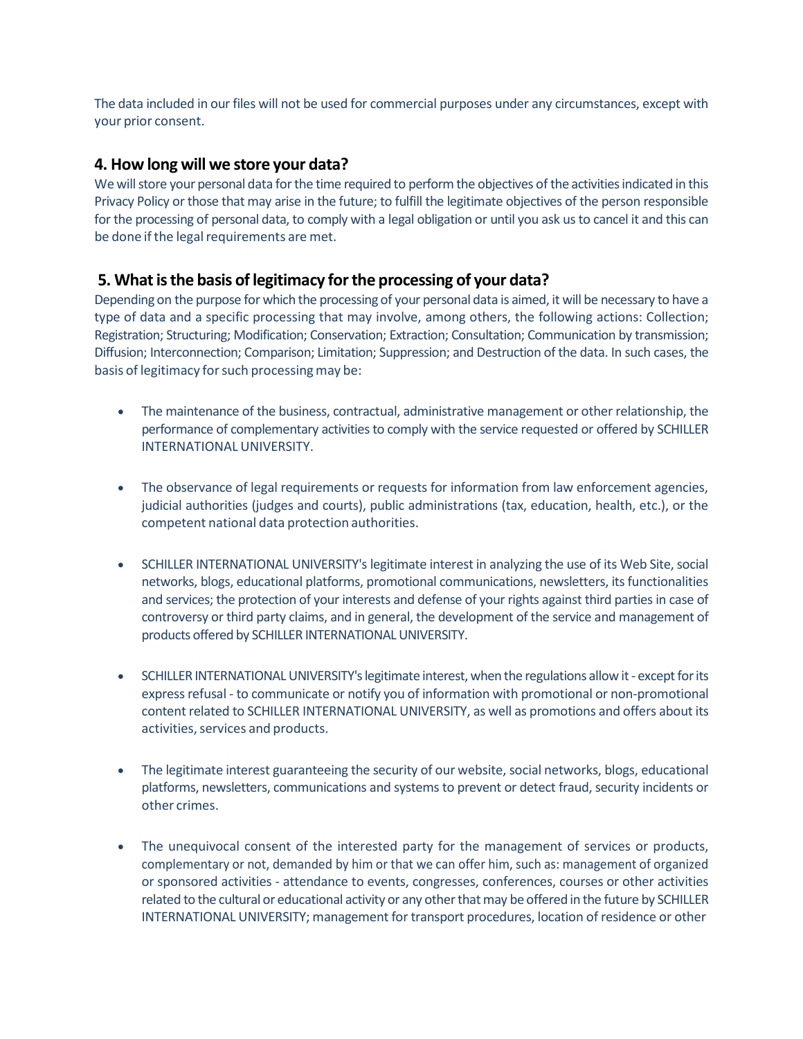The data included in our files will not be used for commercial purposes under any circumstances, except with your prior consent.

## 4. How long will we store your data?

We will store your personal data for the time required to perform the objectives of the activities indicated in this Privacy Policy or those that may arise in the future; to fulfill the legitimate objectives of the person responsible for the processing of personal data, to comply with a legal obligation or until you ask us to cancel it and this can be done if the legal requirements are met.

## 5. What is the basis of legitimacy for the processing of your data?

Depending on the purpose for which the processing of your personal data is aimed, it will be necessary to have a type of data and a specific processing that may involve, among others, the following actions: Collection; Registration; Structuring; Modification; Conservation; Extraction; Consultation; Communication by transmission; Diffusion; Interconnection; Comparison; Limitation; Suppression; and Destruction of the data. In such cases, the basis of legitimacy for such processing may be:

- The maintenance of the business, contractual, administrative management or other relationship, the performance of complementary activities to comply with the service requested or offered by SCHILLER INTERNATIONAL UNIVERSITY.

- The observance of legal requirements or requests for information from law enforcement agencies, judicial authorities (judges and courts), public administrations (tax, education, health, etc.), or the competent national data protection authorities.

- SCHILLER INTERNATIONAL UNIVERSITY's legitimate interest in analyzing the use of its Web Site, social networks, blogs, educational platforms, promotional communications, newsletters, its functionalities and services; the protection of your interests and defense of your rights against third parties in case of controversy or third party claims, and in general, the development of the service and management of products offered by SCHILLER INTERNATIONAL UNIVERSITY.

- SCHILLER INTERNATIONAL UNIVERSITY's legitimate interest, when the regulations allow it - except for its express refusal - to communicate or notify you of information with promotional or non-promotional content related to SCHILLER INTERNATIONAL UNIVERSITY, as well as promotions and offers about its activities, services and products.

- The legitimate interest guaranteeing the security of our website, social networks, blogs, educational platforms, newsletters, communications and systems to prevent or detect fraud, security incidents or other crimes.

- The unequivocal consent of the interested party for the management of services or products, complementary or not, demanded by him or that we can offer him, such as: management of organized or sponsored activities - attendance to events, congresses, conferences, courses or other activities related to the cultural or educational activity or any other that may be offered in the future by SCHILLER INTERNATIONAL UNIVERSITY; management for transport procedures, location of residence or other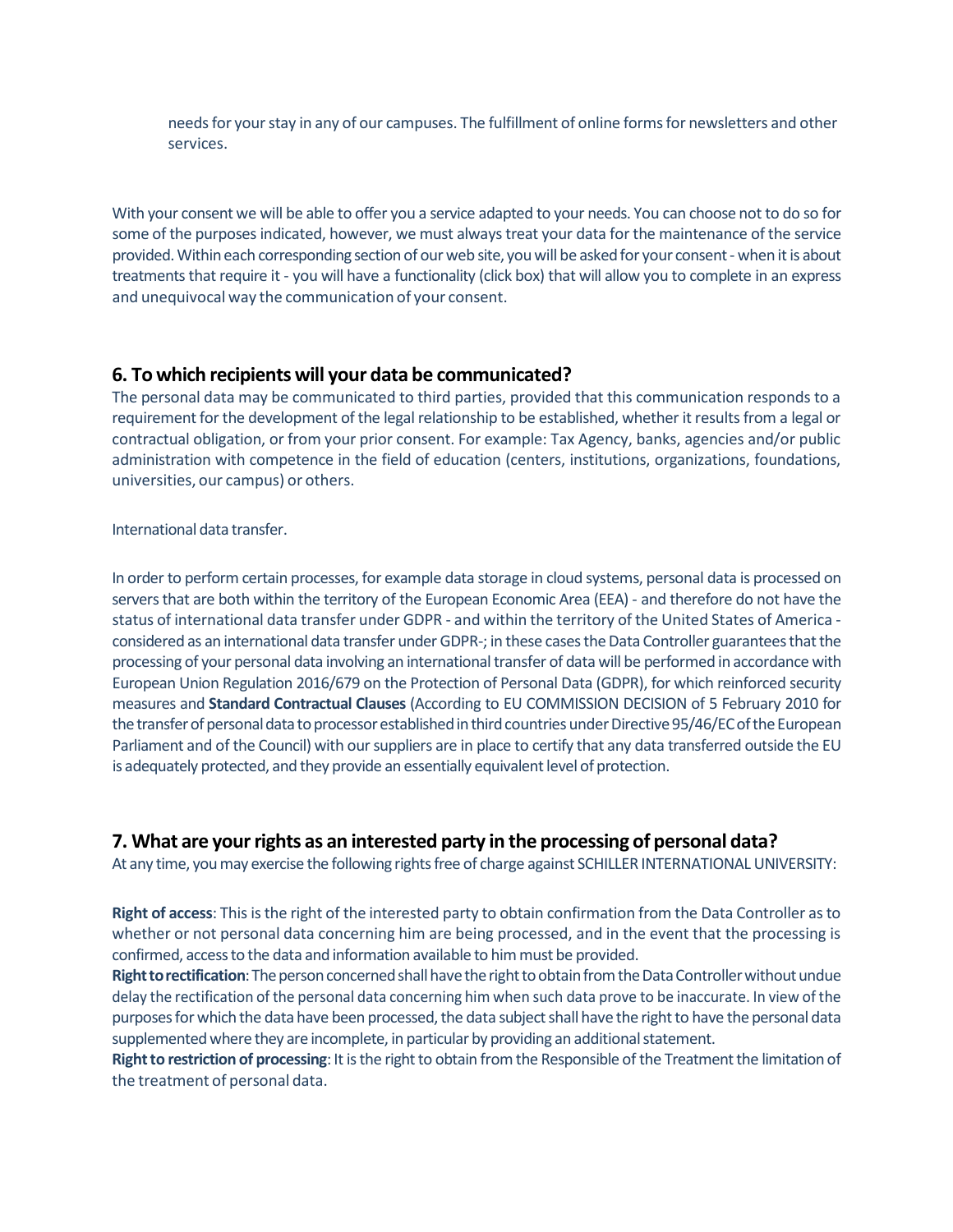needs for your stay in any of our campuses. The fulfillment of online forms for newsletters and other services.

With your consent we will be able to offer you a service adapted to your needs. You can choose not to do so for some of the purposes indicated, however, we must always treat your data for the maintenance of the service provided. Within each corresponding section of our web site, you will be asked for your consent - when it is about treatments that require it - you will have a functionality (click box) that will allow you to complete in an express and unequivocal way the communication of your consent.

## 6. To which recipients will your data be communicated?

The personal data may be communicated to third parties, provided that this communication responds to a requirement for the development of the legal relationship to be established, whether it results from a legal or contractual obligation, or from your prior consent. For example: Tax Agency, banks, agencies and/or public administration with competence in the field of education (centers, institutions, organizations, foundations, universities, our campus) or others.

International data transfer.

In order to perform certain processes, for example data storage in cloud systems, personal data is processed on servers that are both within the territory of the European Economic Area (EEA) - and therefore do not have the status of international data transfer under GDPR - and within the territory of the United States of America - considered as an international data transfer under GDPR-; in these cases the Data Controller guarantees that the processing of your personal data involving an international transfer of data will be performed in accordance with European Union Regulation 2016/679 on the Protection of Personal Data (GDPR), for which reinforced security measures and **Standard Contractual Clauses** (According to EU COMMISSION DECISION of 5 February 2010 for the transfer of personal data to processor established in third countries under Directive 95/46/EC of the European Parliament and of the Council) with our suppliers are in place to certify that any data transferred outside the EU is adequately protected, and they provide an essentially equivalent level of protection.

## 7. What are your rights as an interested party in the processing of personal data?

At any time, you may exercise the following rights free of charge against SCHILLER INTERNATIONAL UNIVERSITY:

**Right of access**: This is the right of the interested party to obtain confirmation from the Data Controller as to whether or not personal data concerning him are being processed, and in the event that the processing is confirmed, access to the data and information available to him must be provided.
**Right to rectification**: The person concerned shall have the right to obtain from the Data Controller without undue delay the rectification of the personal data concerning him when such data prove to be inaccurate. In view of the purposes for which the data have been processed, the data subject shall have the right to have the personal data supplemented where they are incomplete, in particular by providing an additional statement.
**Right to restriction of processing**: It is the right to obtain from the Responsible of the Treatment the limitation of the treatment of personal data.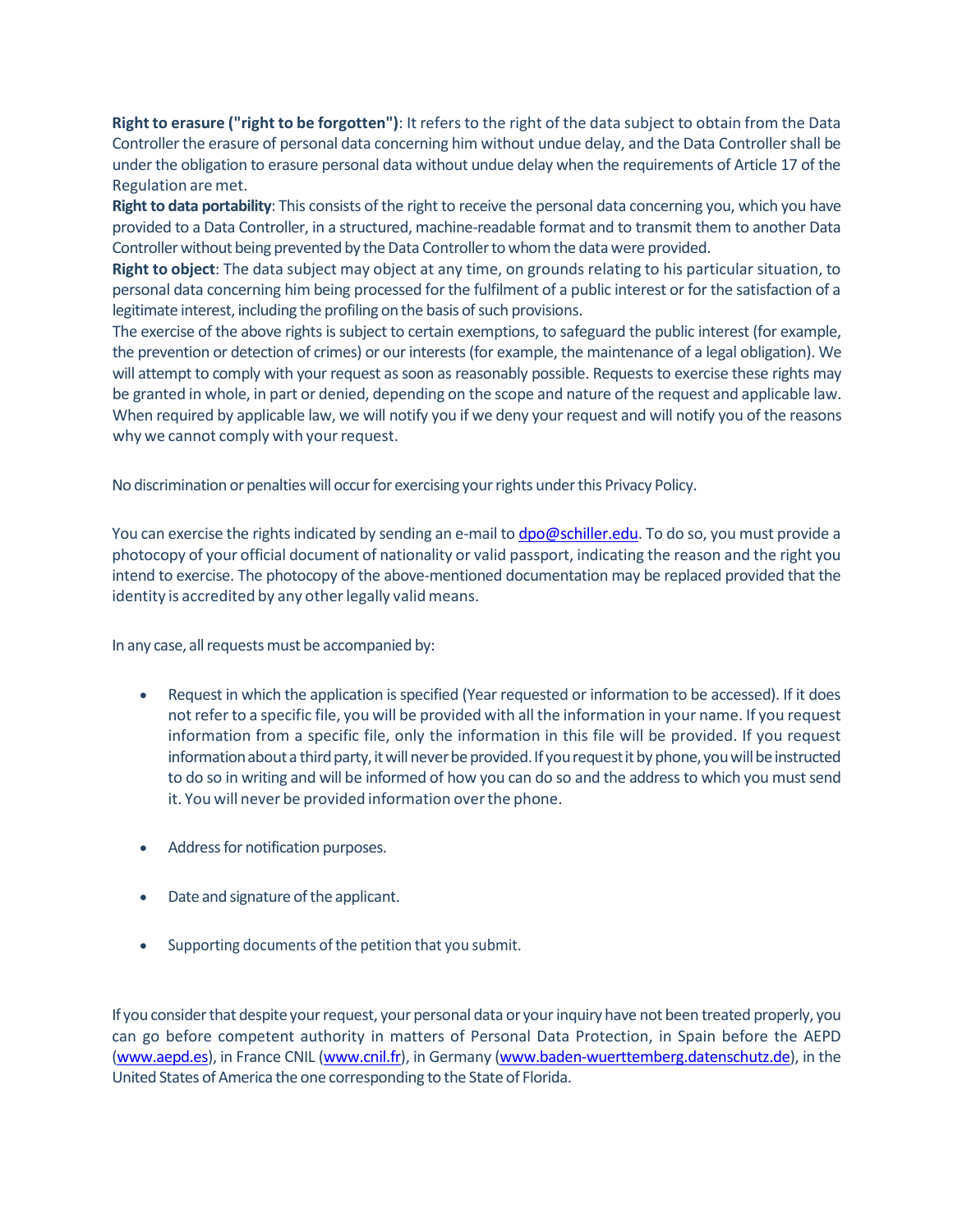**Right to erasure ("right to be forgotten")**: It refers to the right of the data subject to obtain from the Data Controller the erasure of personal data concerning him without undue delay, and the Data Controller shall be under the obligation to erasure personal data without undue delay when the requirements of Article 17 of the Regulation are met.

**Right to data portability**: This consists of the right to receive the personal data concerning you, which you have provided to a Data Controller, in a structured, machine-readable format and to transmit them to another Data Controller without being prevented by the Data Controller to whom the data were provided.

**Right to object**: The data subject may object at any time, on grounds relating to his particular situation, to personal data concerning him being processed for the fulfilment of a public interest or for the satisfaction of a legitimate interest, including the profiling on the basis of such provisions.

The exercise of the above rights is subject to certain exemptions, to safeguard the public interest (for example, the prevention or detection of crimes) or our interests (for example, the maintenance of a legal obligation). We will attempt to comply with your request as soon as reasonably possible. Requests to exercise these rights may be granted in whole, in part or denied, depending on the scope and nature of the request and applicable law. When required by applicable law, we will notify you if we deny your request and will notify you of the reasons why we cannot comply with your request.

No discrimination or penalties will occur for exercising your rights under this Privacy Policy.

You can exercise the rights indicated by sending an e-mail to dpo@schiller.edu. To do so, you must provide a photocopy of your official document of nationality or valid passport, indicating the reason and the right you intend to exercise. The photocopy of the above-mentioned documentation may be replaced provided that the identity is accredited by any other legally valid means.

In any case, all requests must be accompanied by:

- Request in which the application is specified (Year requested or information to be accessed). If it does not refer to a specific file, you will be provided with all the information in your name. If you request information from a specific file, only the information in this file will be provided. If you request information about a third party, it will never be provided. If you request it by phone, you will be instructed to do so in writing and will be informed of how you can do so and the address to which you must send it. You will never be provided information over the phone.

- Address for notification purposes.

- Date and signature of the applicant.

- Supporting documents of the petition that you submit.

If you consider that despite your request, your personal data or your inquiry have not been treated properly, you can go before competent authority in matters of Personal Data Protection, in Spain before the AEPD (www.aepd.es), in France CNIL (www.cnil.fr), in Germany (www.baden-wuerttemberg.datenschutz.de), in the United States of America the one corresponding to the State of Florida.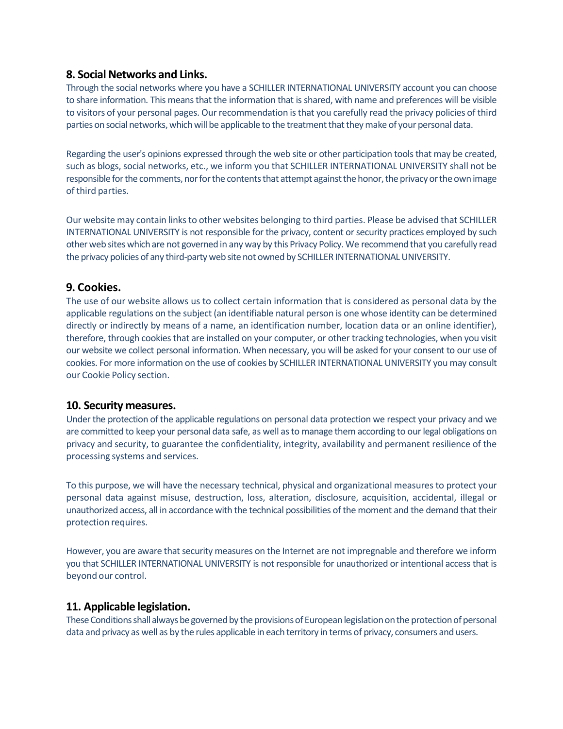## 8. Social Networks and Links.

Through the social networks where you have a SCHILLER INTERNATIONAL UNIVERSITY account you can choose to share information. This means that the information that is shared, with name and preferences will be visible to visitors of your personal pages. Our recommendation is that you carefully read the privacy policies of third parties on social networks, which will be applicable to the treatment that they make of your personal data.

Regarding the user's opinions expressed through the web site or other participation tools that may be created, such as blogs, social networks, etc., we inform you that SCHILLER INTERNATIONAL UNIVERSITY shall not be responsible for the comments, nor for the contents that attempt against the honor, the privacy or the own image of third parties.

Our website may contain links to other websites belonging to third parties. Please be advised that SCHILLER INTERNATIONAL UNIVERSITY is not responsible for the privacy, content or security practices employed by such other web sites which are not governed in any way by this Privacy Policy. We recommend that you carefully read the privacy policies of any third-party web site not owned by SCHILLER INTERNATIONAL UNIVERSITY.

## 9. Cookies.

The use of our website allows us to collect certain information that is considered as personal data by the applicable regulations on the subject (an identifiable natural person is one whose identity can be determined directly or indirectly by means of a name, an identification number, location data or an online identifier), therefore, through cookies that are installed on your computer, or other tracking technologies, when you visit our website we collect personal information. When necessary, you will be asked for your consent to our use of cookies. For more information on the use of cookies by SCHILLER INTERNATIONAL UNIVERSITY you may consult our Cookie Policy section.

## 10. Security measures.

Under the protection of the applicable regulations on personal data protection we respect your privacy and we are committed to keep your personal data safe, as well as to manage them according to our legal obligations on privacy and security, to guarantee the confidentiality, integrity, availability and permanent resilience of the processing systems and services.

To this purpose, we will have the necessary technical, physical and organizational measures to protect your personal data against misuse, destruction, loss, alteration, disclosure, acquisition, accidental, illegal or unauthorized access, all in accordance with the technical possibilities of the moment and the demand that their protection requires.

However, you are aware that security measures on the Internet are not impregnable and therefore we inform you that SCHILLER INTERNATIONAL UNIVERSITY is not responsible for unauthorized or intentional access that is beyond our control.

## 11. Applicable legislation.

These Conditions shall always be governed by the provisions of European legislation on the protection of personal data and privacy as well as by the rules applicable in each territory in terms of privacy, consumers and users.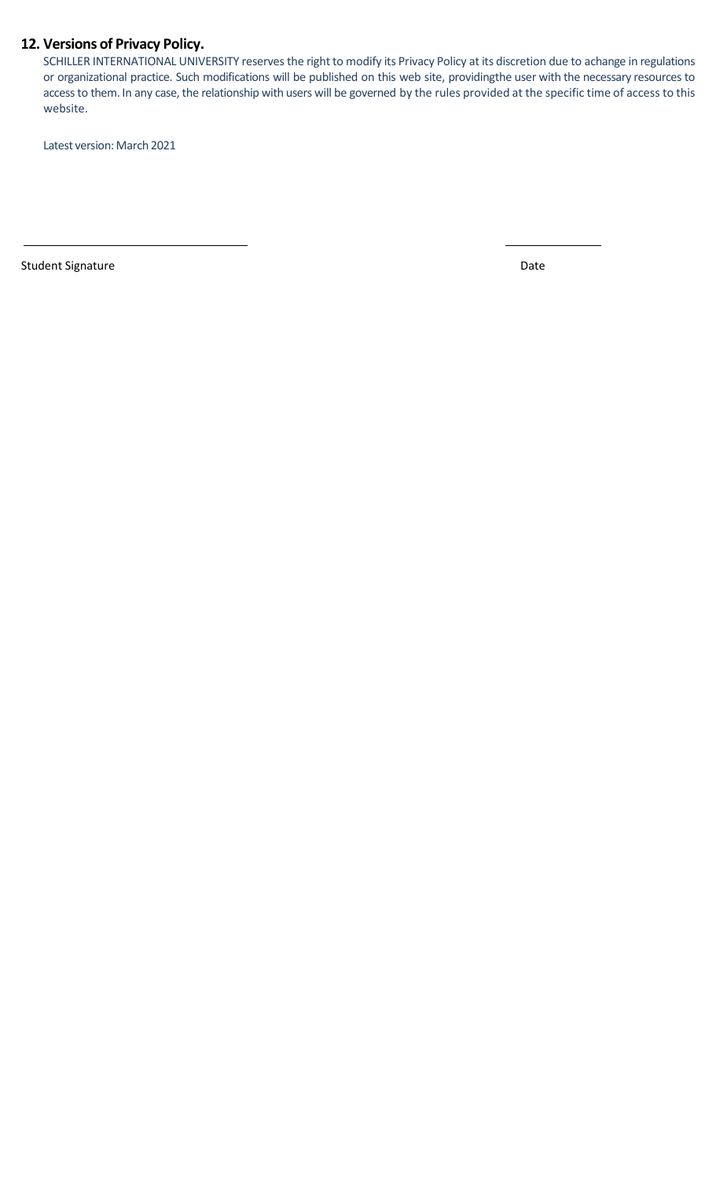## 12. Versions of Privacy Policy.

SCHILLER INTERNATIONAL UNIVERSITY reserves the right to modify its Privacy Policy at its discretion due to achange in regulations or organizational practice. Such modifications will be published on this web site, providingthe user with the necessary resources to access to them. In any case, the relationship with users will be governed by the rules provided at the specific time of access to this website.

Latest version: March 2021

\_\_\_\_\_\_\_\_\_\_\_\_\_\_\_\_\_\_\_\_\_\_\_\_\_\_\_\_\_\_\_\_\_\_\_\_ \_\_\_\_\_\_\_\_\_\_\_\_\_\_\_

Student Signature Date